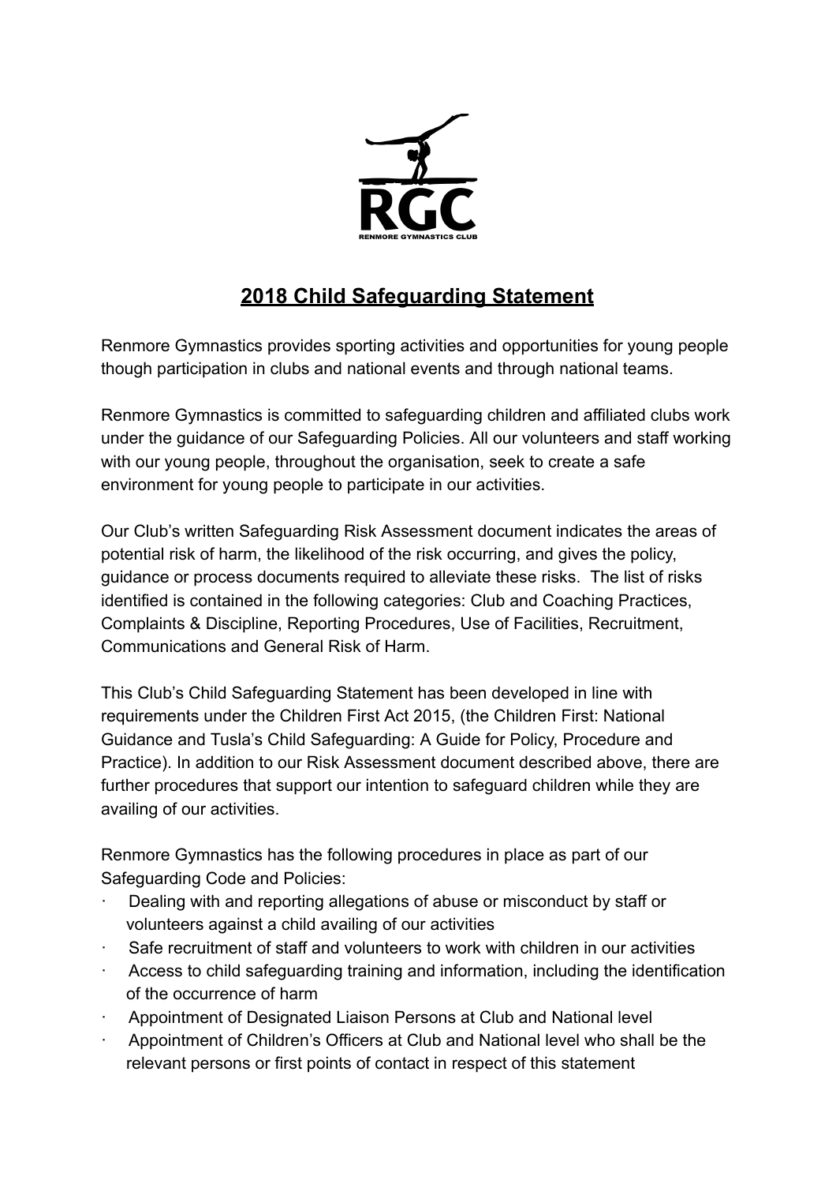RGC

RENMORE GYMNASTICS CLUB

# 2018 Child Safeguarding Statement

Renmore Gymnastics provides sporting activities and opportunities for young people though participation in clubs and national events and through national teams.

Renmore Gymnastics is committed to safeguarding children and affiliated clubs work under the guidance of our Safeguarding Policies. All our volunteers and staff working with our young people, throughout the organisation, seek to create a safe environment for young people to participate in our activities.

Our Club's written Safeguarding Risk Assessment document indicates the areas of potential risk of harm, the likelihood of the risk occurring, and gives the policy, guidance or process documents required to alleviate these risks. The list of risks identified is contained in the following categories: Club and Coaching Practices, Complaints & Discipline, Reporting Procedures, Use of Facilities, Recruitment, Communications and General Risk of Harm.

This Club's Child Safeguarding Statement has been developed in line with requirements under the Children First Act 2015, (the Children First: National Guidance and Tusla's Child Safeguarding: A Guide for Policy, Procedure and Practice). In addition to our Risk Assessment document described above, there are further procedures that support our intention to safeguard children while they are availing of our activities.

Renmore Gymnastics has the following procedures in place as part of our Safeguarding Code and Policies:

- Dealing with and reporting allegations of abuse or misconduct by staff or volunteers against a child availing of our activities
- Safe recruitment of staff and volunteers to work with children in our activities
- Access to child safeguarding training and information, including the identification of the occurrence of harm
- Appointment of Designated Liaison Persons at Club and National level
- Appointment of Children's Officers at Club and National level who shall be the relevant persons or first points of contact in respect of this statement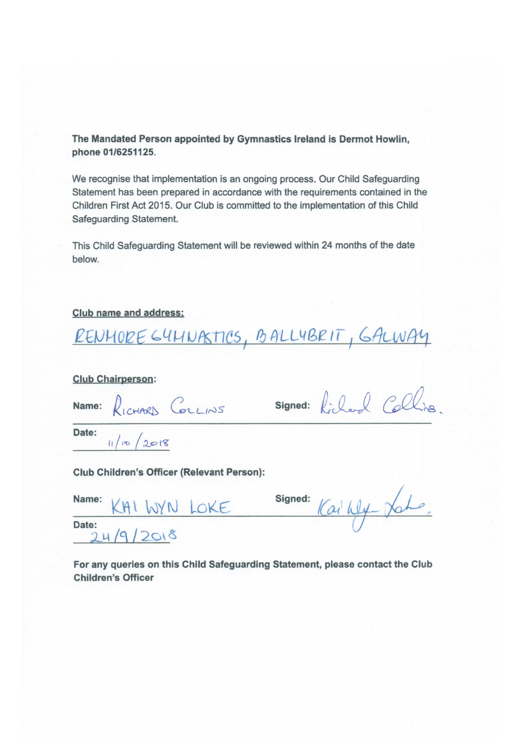**The Mandated Person appointed by Gymnastics Ireland is Dermot Howlin, phone 01/6251125.**

We recognise that implementation is an ongoing process. Our Child Safeguarding Statement has been prepared in accordance with the requirements contained in the Children First Act 2015. Our Club is committed to the implementation of this Child Safeguarding Statement.

This Child Safeguarding Statement will be reviewed within 24 months of the date below.

**Club name and address:**

RENMORE GYMNASTICS, BALLYBRIT, GALWAY

**Club Chairperson:**

**Name:** RICHARD COLLINS **Signed:** Richard Collins.

**Date:** 11/10/2018

**Club Children's Officer (Relevant Person):**

**Name:** KAI WYN LOKE **Signed:** Kai Wyn Loke.

**Date:** 24/9/2018

**For any queries on this Child Safeguarding Statement, please contact the Club Children's Officer**